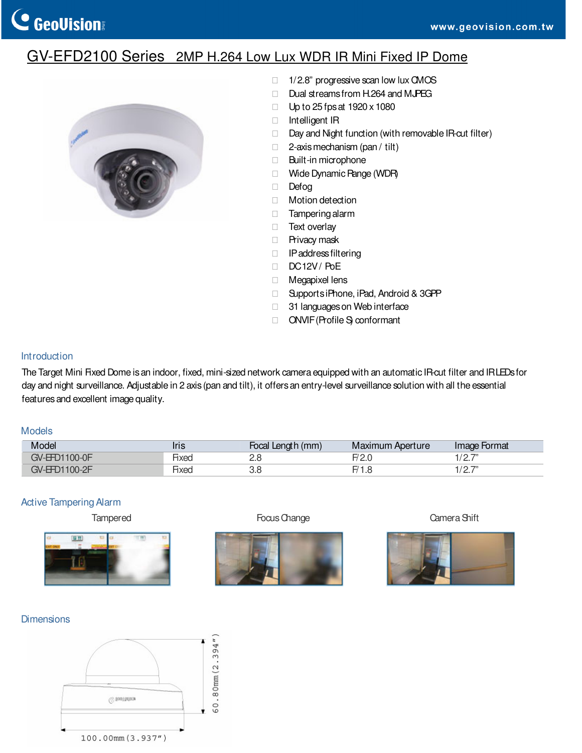# GV-EFD2100 Series 2MP H.264 Low Lux WDR IR Mini Fixed IP Dome

- 1/2.8" progressive scan low lux CMOS
- Dual streams from H.264 and MJPEG
- Up to 25 fps at 1920 x 1080
- Intelligent IR
- Day and Night function (with removable IR-cut filter)
- 2-axis mechanism (pan / tilt)
- Built-in microphone
- Wide Dynamic Range (WDR)
- Defog
- Motion detection
- Tampering alarm
- Text overlay
- Privacy mask
- IP address filtering
- DC 12V / PoE
- Megapixel lens
- Supports iPhone, iPad, Android & 3GPP
- 31 languages on Web interface
- ONVIF (Profile S) conformant

## Introduction

The Target Mini Fixed Dome is an indoor, fixed, mini-sized network camera equipped with an automatic IR-cut filter and IR LEDs for day and night surveillance. Adjustable in 2 axis (pan and tilt), it offers an entry-level surveillance solution with all the essential features and excellent image quality.

## Models

| Model | Iris | Focal Length (mm) | Maximum Aperture | Image Format |
|---|---|---|---|---|
| GV-EFD1100-0F | Fixed | 2.8 | F/2.0 | 1/2.7" |
| GV-EFD1100-2F | Fixed | 3.8 | F/1.8 | 1/2.7" |

## Active Tampering Alarm

Tampered

Focus Change

Camera Shift

## Dimensions

60.80mm (2.394")

100.00mm (3.937")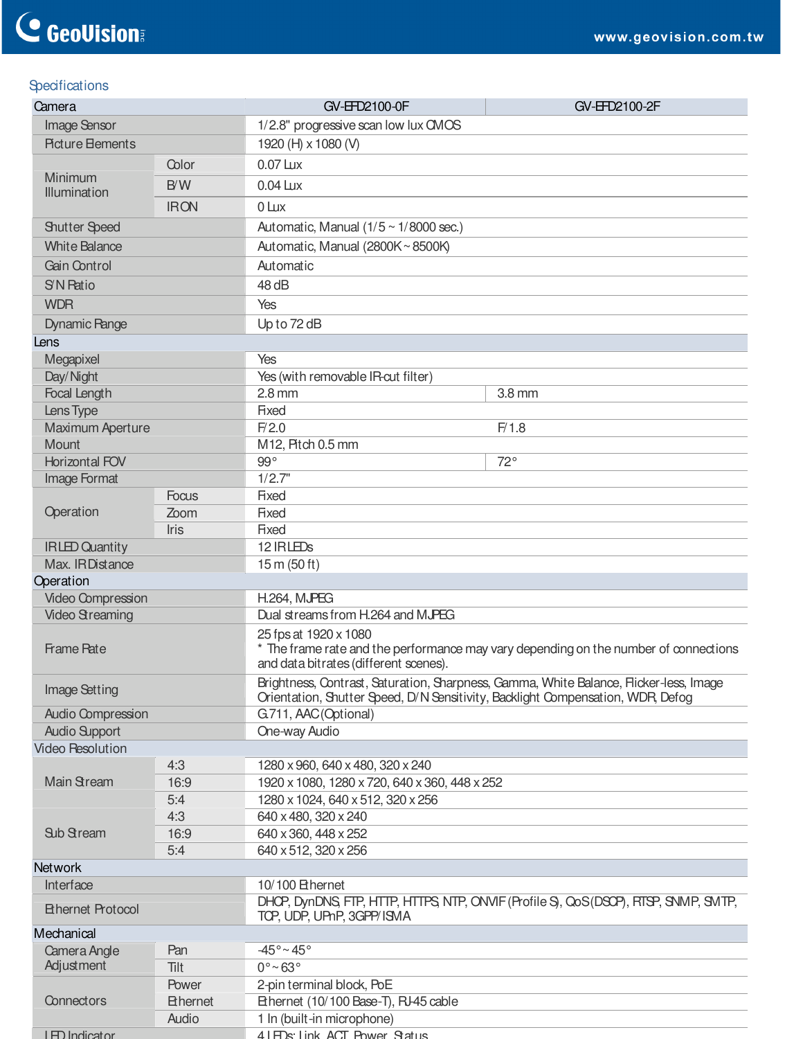## Specifications

| Camera | | GV-EFD2100-0F | GV-EFD2100-2F |
|---|---|---|---|
| Image Sensor | | 1/2.8" progressive scan low lux CMOS | |
| Picture Elements | | 1920 (H) x 1080 (V) | |
| Minimum Illumination | Color | 0.07 Lux | |
| | B/W | 0.04 Lux | |
| | IR ON | 0 Lux | |
| Shutter Speed | | Automatic, Manual (1/5 ~ 1/8000 sec.) | |
| White Balance | | Automatic, Manual (2800K ~ 8500K) | |
| Gain Control | | Automatic | |
| S/N Ratio | | 48 dB | |
| WDR | | Yes | |
| Dynamic Range | | Up to 72 dB | |
| **Lens** | | | |
| Megapixel | | Yes | |
| Day/Night | | Yes (with removable IR-cut filter) | |
| Focal Length | | 2.8 mm | 3.8 mm |
| Lens Type | | Fixed | |
| Maximum Aperture | | F/2.0 | F/1.8 |
| Mount | | M12, Pitch 0.5 mm | |
| Horizontal FOV | | 99° | 72° |
| Image Format | | 1/2.7" | |
| Operation | Focus | Fixed | |
| | Zoom | Fixed | |
| | Iris | Fixed | |
| IR LED Quantity | | 12 IR LEDs | |
| Max. IR Distance | | 15 m (50 ft) | |
| **Operation** | | | |
| Video Compression | | H.264, MJPEG | |
| Video Streaming | | Dual streams from H.264 and MJPEG | |
| Frame Rate | | 25 fps at 1920 x 1080<br>* The frame rate and the performance may vary depending on the number of connections and data bitrates (different scenes). | |
| Image Setting | | Brightness, Contrast, Saturation, Sharpness, Gamma, White Balance, Flicker-less, Image Orientation, Shutter Speed, D/N Sensitivity, Backlight Compensation, WDR, Defog | |
| Audio Compression | | G.711, AAC (Optional) | |
| Audio Support | | One-way Audio | |
| **Video Resolution** | | | |
| Main Stream | 4:3 | 1280 x 960, 640 x 480, 320 x 240 | |
| | 16:9 | 1920 x 1080, 1280 x 720, 640 x 360, 448 x 252 | |
| | 5:4 | 1280 x 1024, 640 x 512, 320 x 256 | |
| Sub Stream | 4:3 | 640 x 480, 320 x 240 | |
| | 16:9 | 640 x 360, 448 x 252 | |
| | 5:4 | 640 x 512, 320 x 256 | |
| **Network** | | | |
| Interface | | 10/100 Ethernet | |
| Ethernet Protocol | | DHCP, DynDNS, FTP, HTTP, HTTPS, NTP, ONVIF (Profile S), QoS (DSCP), RTSP, SNMP, SMTP, TCP, UDP, UPnP, 3GPP/ISMA | |
| **Mechanical** | | | |
| Camera Angle Adjustment | Pan | -45° ~ 45° | |
| | Tilt | 0° ~ 63° | |
| Connectors | Power | 2-pin terminal block, PoE | |
| | Ethernet | Ethernet (10/100 Base-T), RJ-45 cable | |
| | Audio | 1 In (built-in microphone) | |
| LED Indicator | | 4 LEDs: Link, ACT, Power, Status | |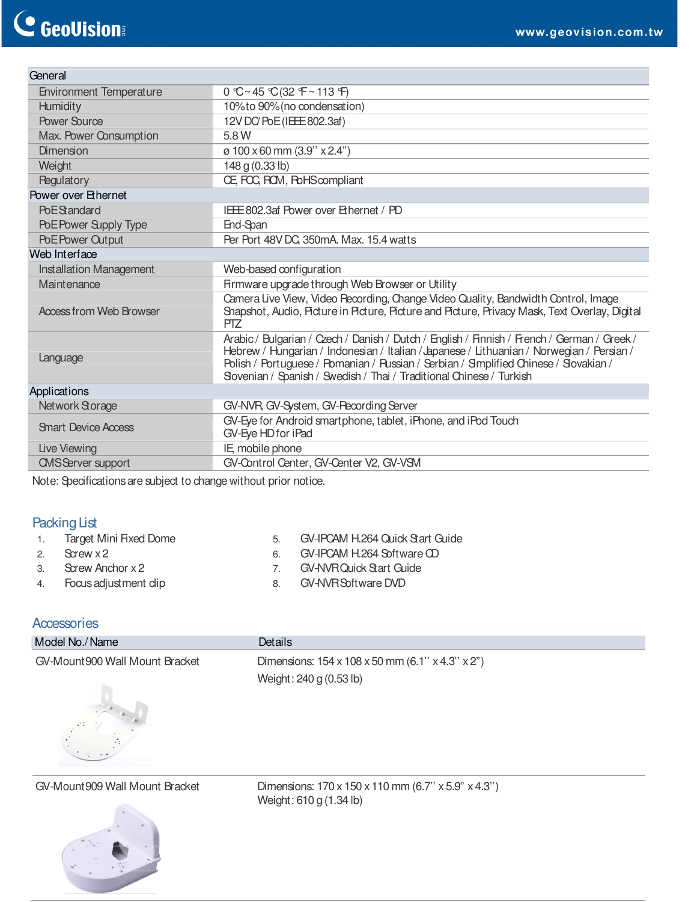| General | |
|---|---|
| Environment Temperature | 0 °C ~ 45 °C (32 °F ~ 113 °F) |
| Humidity | 10% to 90% (no condensation) |
| Power Source | 12V DC/ PoE (IEEE 802.3af) |
| Max. Power Consumption | 5.8 W |
| Dimension | ø 100 x 60 mm (3.9'' x 2.4") |
| Weight | 148 g (0.33 lb) |
| Regulatory | CE, FCC, RCM, RoHS compliant |
| **Power over Ethernet** | |
| PoE Standard | IEEE 802.3af Power over Ethernet / PD |
| PoE Power Supply Type | End-Span |
| PoE Power Output | Per Port 48V DC, 350mA. Max. 15.4 watts |
| **Web Interface** | |
| Installation Management | Web-based configuration |
| Maintenance | Firmware upgrade through Web Browser or Utility |
| Access from Web Browser | Camera Live View, Video Recording, Change Video Quality, Bandwidth Control, Image Snapshot, Audio, Picture in Picture, Picture and Picture, Privacy Mask, Text Overlay, Digital PTZ |
| Language | Arabic / Bulgarian / Czech / Danish / Dutch / English / Finnish / French / German / Greek / Hebrew / Hungarian / Indonesian / Italian / Japanese / Lithuanian / Norwegian / Persian / Polish / Portuguese / Romanian / Russian / Serbian / Simplified Chinese / Slovakian / Slovenian / Spanish / Swedish / Thai / Traditional Chinese / Turkish |
| **Applications** | |
| Network Storage | GV-NVR, GV-System, GV-Recording Server |
| Smart Device Access | GV-Eye for Android smartphone, tablet, iPhone, and iPod Touch<br>GV-Eye HD for iPad |
| Live Viewing | IE, mobile phone |
| CMS Server support | GV-Control Center, GV-Center V2, GV-VSM |

Note: Specifications are subject to change without prior notice.

## Packing List

1. Target Mini Fixed Dome
2. Screw x 2
3. Screw Anchor x 2
4. Focus adjustment clip
5. GV-IPCAM H.264 Quick Start Guide
6. GV-IPCAM H.264 Software CD
7. GV-NVR Quick Start Guide
8. GV-NVR Software DVD

## Accessories

| Model No./ Name | Details |
|---|---|
| GV-Mount900 Wall Mount Bracket | Dimensions: 154 x 108 x 50 mm (6.1'' x 4.3'' x 2")<br>Weight: 240 g (0.53 lb) |
| GV-Mount909 Wall Mount Bracket | Dimensions: 170 x 150 x 110 mm (6.7'' x 5.9" x 4.3'')<br>Weight: 610 g (1.34 lb) |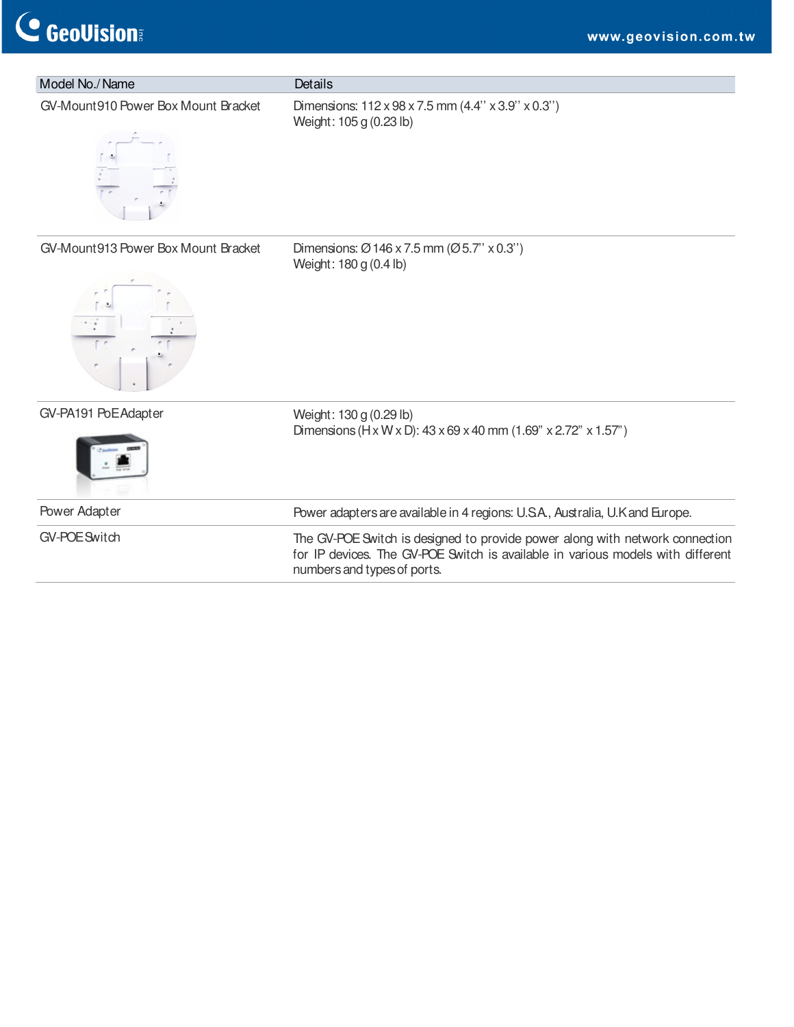| Model No./Name | Details |
|---|---|
| GV-Mount910 Power Box Mount Bracket | Dimensions: 112 x 98 x 7.5 mm (4.4'' x 3.9'' x 0.3'')<br>Weight: 105 g (0.23 lb) |
| GV-Mount913 Power Box Mount Bracket | Dimensions: Ø 146 x 7.5 mm (Ø 5.7'' x 0.3'')<br>Weight: 180 g (0.4 lb) |
| GV-PA191 PoE Adapter | Weight: 130 g (0.29 lb)<br>Dimensions (H x W x D): 43 x 69 x 40 mm (1.69" x 2.72" x 1.57") |
| Power Adapter | Power adapters are available in 4 regions: U.S.A., Australia, U.K and Europe. |
| GV-POE Switch | The GV-POE Switch is designed to provide power along with network connection for IP devices. The GV-POE Switch is available in various models with different numbers and types of ports. |